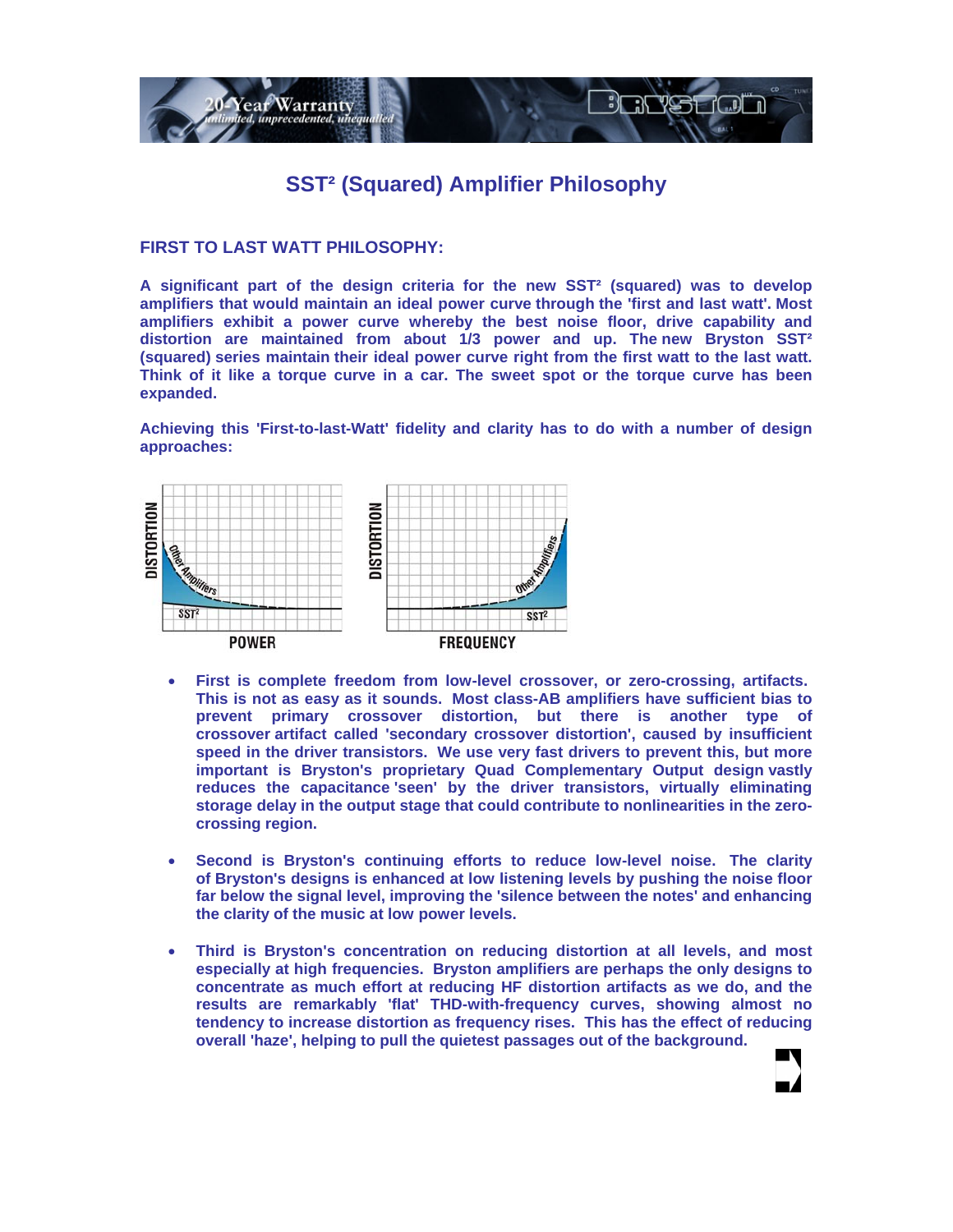# SST² (Squared) Amplifier Philosophy

## FIRST TO LAST WATT PHILOSOPHY:

**A significant part of the design criteria for the new SST² (squared) was to develop amplifiers that would maintain an ideal power curve through the 'first and last watt'. Most amplifiers exhibit a power curve whereby the best noise floor, drive capability and distortion are maintained from about 1/3 power and up. The new Bryston SST² (squared) series maintain their ideal power curve right from the first watt to the last watt. Think of it like a torque curve in a car. The sweet spot or the torque curve has been expanded.**

**Achieving this 'First-to-last-Watt' fidelity and clarity has to do with a number of design approaches:**

- **First is complete freedom from low-level crossover, or zero-crossing, artifacts. This is not as easy as it sounds. Most class-AB amplifiers have sufficient bias to prevent primary crossover distortion, but there is another type of crossover artifact called 'secondary crossover distortion', caused by insufficient speed in the driver transistors. We use very fast drivers to prevent this, but more important is Bryston's proprietary Quad Complementary Output design vastly reduces the capacitance 'seen' by the driver transistors, virtually eliminating storage delay in the output stage that could contribute to nonlinearities in the zero-crossing region.**

- **Second is Bryston's continuing efforts to reduce low-level noise. The clarity of Bryston's designs is enhanced at low listening levels by pushing the noise floor far below the signal level, improving the 'silence between the notes' and enhancing the clarity of the music at low power levels.**

- **Third is Bryston's concentration on reducing distortion at all levels, and most especially at high frequencies. Bryston amplifiers are perhaps the only designs to concentrate as much effort at reducing HF distortion artifacts as we do, and the results are remarkably 'flat' THD-with-frequency curves, showing almost no tendency to increase distortion as frequency rises. This has the effect of reducing overall 'haze', helping to pull the quietest passages out of the background.**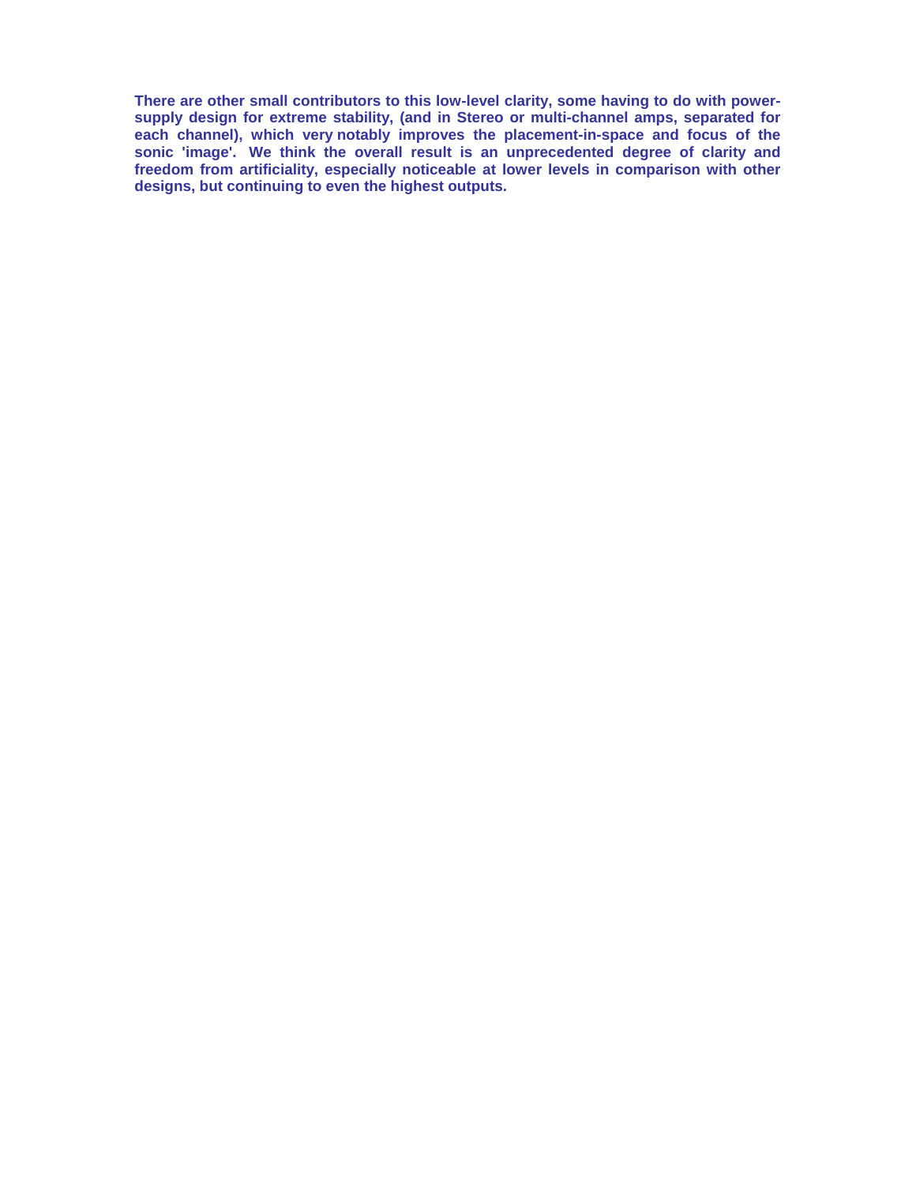**There are other small contributors to this low-level clarity, some having to do with power-supply design for extreme stability, (and in Stereo or multi-channel amps, separated for each channel), which very notably improves the placement-in-space and focus of the sonic 'image'. We think the overall result is an unprecedented degree of clarity and freedom from artificiality, especially noticeable at lower levels in comparison with other designs, but continuing to even the highest outputs.**